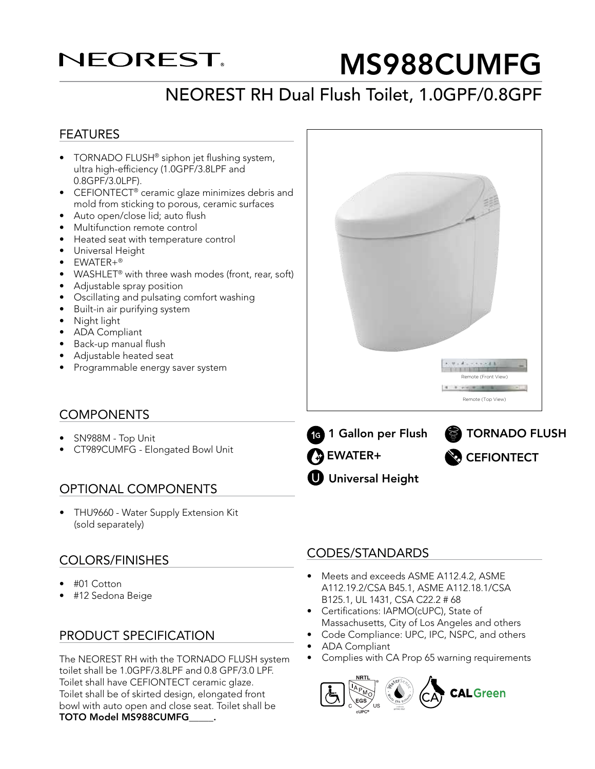# NEOREST

# MS988CUMFG

## NEOREST RH Dual Flush Toilet, 1.0GPF/0.8GPF

### FEATURES

- TORNADO FLUSH® siphon jet flushing system, ultra high-efficiency (1.0GPF/3.8LPF and 0.8GPF/3.0LPF).
- CEFIONTECT® ceramic glaze minimizes debris and mold from sticking to porous, ceramic surfaces
- Auto open/close lid; auto flush
- Multifunction remote control
- Heated seat with temperature control
- Universal Height
- EWATER+®
- WASHLET® with three wash modes (front, rear, soft)
- Adjustable spray position
- Oscillating and pulsating comfort washing
- Built-in air purifying system
- Night light
- ADA Compliant
- Back-up manual flush
- Adjustable heated seat
- Programmable energy saver system

Remote (Front View)

Remote (Top View)

1 Gallon per Flush

TORNADO FLUSH

EWATER+

CEFIONTECT

Universal Height

### COMPONENTS

- SN988M - Top Unit
- CT989CUMFG - Elongated Bowl Unit

### OPTIONAL COMPONENTS

- THU9660 - Water Supply Extension Kit (sold separately)

### COLORS/FINISHES

- #01 Cotton
- #12 Sedona Beige

### PRODUCT SPECIFICATION

The NEOREST RH with the TORNADO FLUSH system toilet shall be 1.0GPF/3.8LPF and 0.8 GPF/3.0 LPF. Toilet shall have CEFIONTECT ceramic glaze. Toilet shall be of skirted design, elongated front bowl with auto open and close seat. Toilet shall be **TOTO Model MS988CUMFG_____.**

### CODES/STANDARDS

- Meets and exceeds ASME A112.4.2, ASME A112.19.2/CSA B45.1, ASME A112.18.1/CSA B125.1, UL 1431, CSA C22.2 # 68
- Certifications: IAPMO(cUPC), State of Massachusetts, City of Los Angeles and others
- Code Compliance: UPC, IPC, NSPC, and others
- ADA Compliant
- Complies with CA Prop 65 warning requirements

CALGreen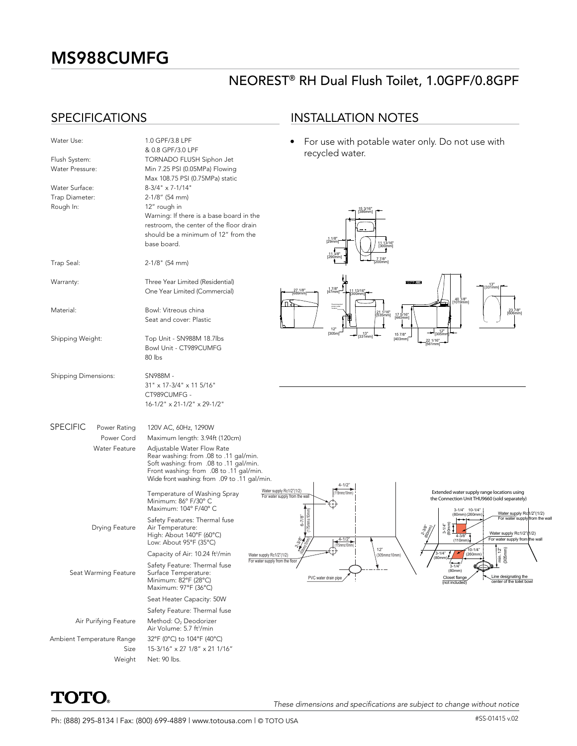# MS988CUMFG

## NEOREST® RH Dual Flush Toilet, 1.0GPF/0.8GPF

## SPECIFICATIONS

| | |
|---|---|
| Water Use: | 1.0 GPF/3.8 LPF & 0.8 GPF/3.0 LPF |
| Flush System: | TORNADO FLUSH Siphon Jet |
| Water Pressure: | Min 7.25 PSI (0.05MPa) Flowing Max 108.75 PSI (0.75MPa) static |
| Water Surface: | 8-3/4" x 7-1/14" |
| Trap Diameter: | 2-1/8" (54 mm) |
| Rough In: | 12" rough in Warning: If there is a base board in the restroom, the center of the floor drain should be a minimum of 12" from the base board. |
| Trap Seal: | 2-1/8" (54 mm) |
| Warranty: | Three Year Limited (Residential) One Year Limited (Commercial) |
| Material: | Bowl: Vitreous china Seat and cover: Plastic |
| Shipping Weight: | Top Unit - SN988M 18.7lbs Bowl Unit - CT989CUMFG 80 lbs |
| Shipping Dimensions: | SN988M - 31" x 17-3/4" x 11 5/16" CT989CUMFG - 16-1/2" x 21-1/2" x 29-1/2" |

## INSTALLATION NOTES

- For use with potable water only. Do not use with recycled water.

15 3/16" [386mm]
1 1/8" [29mm]
11 13/16" [300mm]
11 3/8" [290mm]
7 7/8" [200mm]
27 1/8" [689mm]
1 7/8" [47mm]
11 13/16" [300mm]
21 1/16" [535mm]
17 5/16" [440mm]
40 1/8" [1019mm]
13" [331mm]
23 7/8" [606mm]
12" [305mm]
13" [331mm]
15 7/8" [403mm]
12" [305mm]
22 1/16" [561mm]

### SPECIFIC

| | |
|---|---|
| Power Rating | 120V AC, 60Hz, 1290W |
| Power Cord | Maximum length: 3.94ft (120cm) |
| Water Feature | Adjustable Water Flow Rate Rear washing: from .08 to .11 gal/min. Soft washing: from .08 to .11 gal/min. Front washing: from .08 to .11 gal/min. Wide front washing: from .09 to .11 gal/min. |
| | Temperature of Washing Spray Minimum: 86° F/30° C Maximum: 104° F/40° C |
| | Safety Features: Thermal fuse |
| Drying Feature | Air Temperature: High: About 140°F (60°C) Low: About 95°F (35°C) |
| | Capacity of Air: 10.24 ft³/min |
| | Safety Feature: Thermal fuse |
| Seat Warming Feature | Surface Temperature: Minimum: 82°F (28°C) Maximum: 97°F (36°C) |
| | Seat Heater Capacity: 50W |
| | Safety Feature: Thermal fuse |
| Air Purifying Feature | Method: $O_2$ Deodorizer Air Volume: 5.7 ft³/min |
| Ambient Temperature Range | 32°F (0°C) to 104°F (40°C) |
| Size | 15-3/16" x 27 1/8" x 21 1/16" |
| Weight | Net: 90 lbs. |

Water supply Rc1/2"(1/2)
For water supply from the wall
4-1/2" (115mm±10mm)
6-7/8" (175mm±10mm)
2-3/8" (60mm±10mm)
4-1/2" (115mm±10mm)
Water supply Rc1/2"(1/2)
For water supply from the floor
12" (305mm±10mm)
PVC water drain pipe

Extended water supply range locations using the Connection Unit THU9660 (sold separately)
3-1/4" (80mm)
10-1/4" (260mm)
Water supply Rc1/2"(1/2)
For water supply from the wall
2-3/8" (60mm)
3-1/4" (80mm)
4-3/8" (110mm)
Water supply Rc1/2"(1/2)
For water supply from the wall
3-1/4" (80mm)
10-1/4" (260mm)
3-1/4" (80mm)
min. 12" (305mm)
Closet flange (not included)
Line designating the center of the toilet bowl

*These dimensions and specifications are subject to change without notice*

Ph: (888) 295-8134 | Fax: (800) 699-4889 | www.totousa.com | © TOTO USA

#SS-01415 v.02